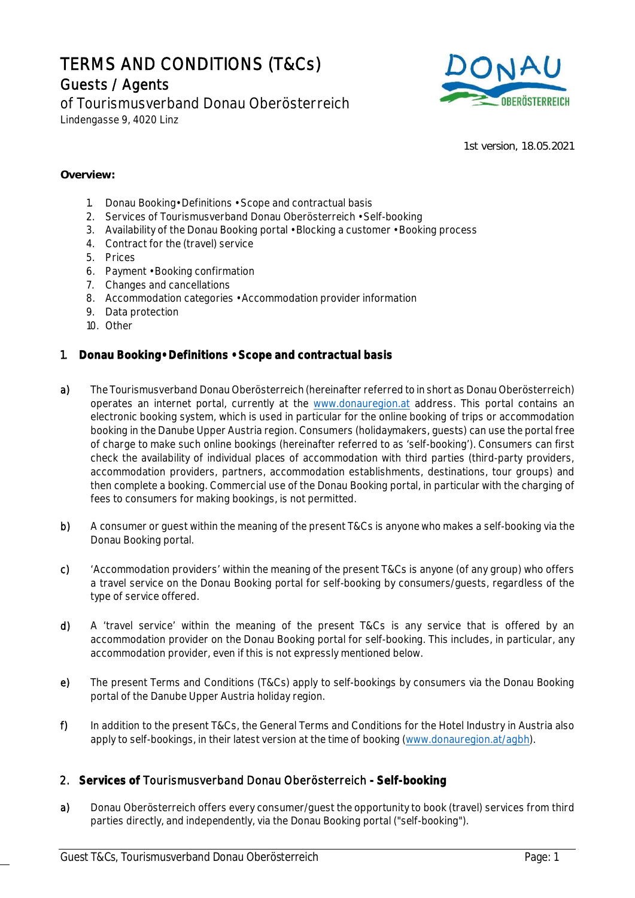# TERMS AND CONDITIONS (T&Cs)

## Guests / Agents

of Tourismusverband Donau Oberösterreich
Lindengasse 9, 4020 Linz

1st version, 18.05.2021

**Overview:**

1. Donau Booking• Definitions • Scope and contractual basis
2. Services of Tourismusverband Donau Oberösterreich • Self-booking
3. Availability of the Donau Booking portal • Blocking a customer • Booking process
4. Contract for the (travel) service
5. Prices
6. Payment • Booking confirmation
7. Changes and cancellations
8. Accommodation categories • Accommodation provider information
9. Data protection
10. Other

## 1. Donau Booking• Definitions • Scope and contractual basis

**a)** The Tourismusverband Donau Oberösterreich (hereinafter referred to in short as Donau Oberösterreich) operates an internet portal, currently at the www.donauregion.at address. This portal contains an electronic booking system, which is used in particular for the online booking of trips or accommodation booking in the Danube Upper Austria region. Consumers (holidaymakers, guests) can use the portal free of charge to make such online bookings (hereinafter referred to as 'self-booking'). Consumers can first check the availability of individual places of accommodation with third parties (third-party providers, accommodation providers, partners, accommodation establishments, destinations, tour groups) and then complete a booking. Commercial use of the Donau Booking portal, in particular with the charging of fees to consumers for making bookings, is not permitted.

**b)** A consumer or guest within the meaning of the present T&Cs is anyone who makes a self-booking via the Donau Booking portal.

**c)** 'Accommodation providers' within the meaning of the present T&Cs is anyone (of any group) who offers a travel service on the Donau Booking portal for self-booking by consumers/guests, regardless of the type of service offered.

**d)** A 'travel service' within the meaning of the present T&Cs is any service that is offered by an accommodation provider on the Donau Booking portal for self-booking. This includes, in particular, any accommodation provider, even if this is not expressly mentioned below.

**e)** The present Terms and Conditions (T&Cs) apply to self-bookings by consumers via the Donau Booking portal of the Danube Upper Austria holiday region.

**f)** In addition to the present T&Cs, the General Terms and Conditions for the Hotel Industry in Austria also apply to self-bookings, in their latest version at the time of booking (www.donauregion.at/agbh).

## 2. Services of Tourismusverband Donau Oberösterreich - Self-booking

**a)** Donau Oberösterreich offers every consumer/guest the opportunity to book (travel) services from third parties directly, and independently, via the Donau Booking portal ("self-booking").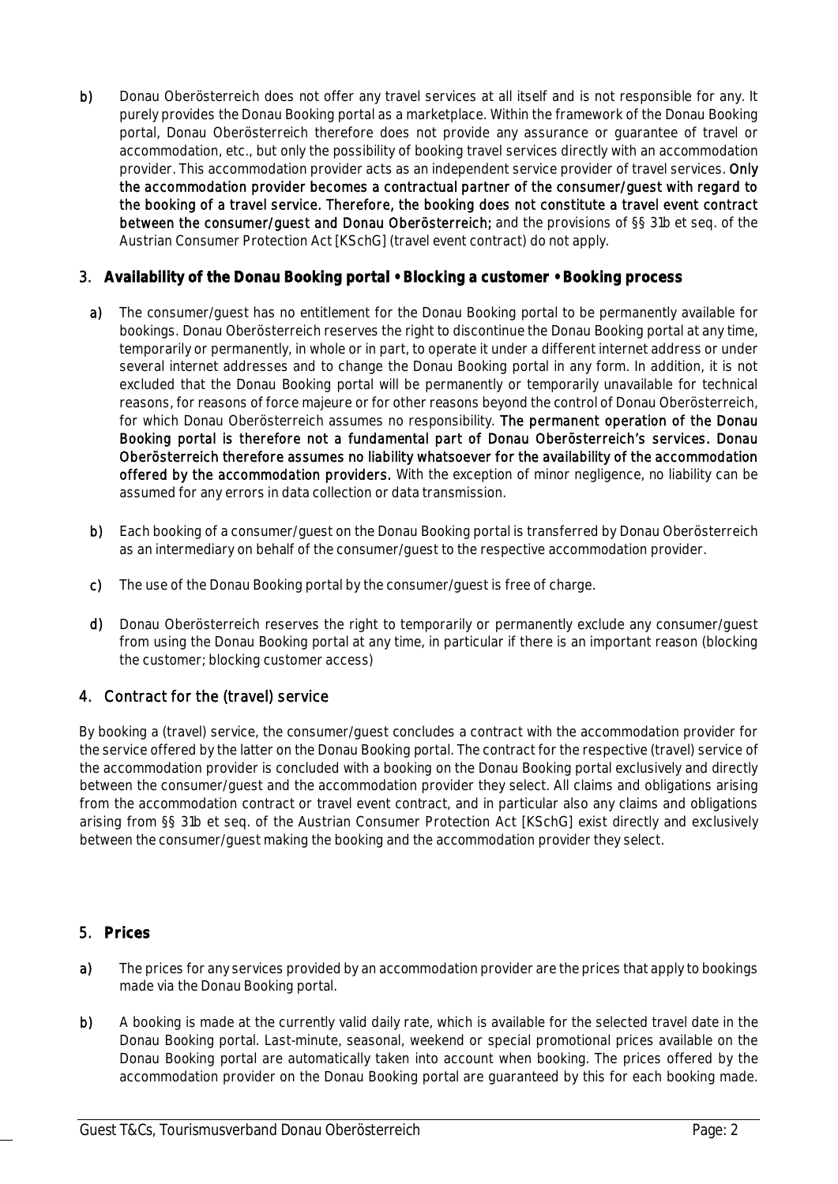b) Donau Oberösterreich does not offer any travel services at all itself and is not responsible for any. It purely provides the Donau Booking portal as a marketplace. Within the framework of the Donau Booking portal, Donau Oberösterreich therefore does not provide any assurance or guarantee of travel or accommodation, etc., but only the possibility of booking travel services directly with an accommodation provider. This accommodation provider acts as an independent service provider of travel services. **Only the accommodation provider becomes a contractual partner of the consumer/guest with regard to the booking of a travel service. Therefore, the booking does not constitute a travel event contract between the consumer/guest and Donau Oberösterreich;** and the provisions of §§ 31b et seq. of the Austrian Consumer Protection Act [KSchG] (travel event contract) do not apply.

## 3. Availability of the Donau Booking portal • Blocking a customer • Booking process

a) The consumer/guest has no entitlement for the Donau Booking portal to be permanently available for bookings. Donau Oberösterreich reserves the right to discontinue the Donau Booking portal at any time, temporarily or permanently, in whole or in part, to operate it under a different internet address or under several internet addresses and to change the Donau Booking portal in any form. In addition, it is not excluded that the Donau Booking portal will be permanently or temporarily unavailable for technical reasons, for reasons of force majeure or for other reasons beyond the control of Donau Oberösterreich, for which Donau Oberösterreich assumes no responsibility. **The permanent operation of the Donau Booking portal is therefore not a fundamental part of Donau Oberösterreich's services. Donau Oberösterreich therefore assumes no liability whatsoever for the availability of the accommodation offered by the accommodation providers.** With the exception of minor negligence, no liability can be assumed for any errors in data collection or data transmission.

b) Each booking of a consumer/guest on the Donau Booking portal is transferred by Donau Oberösterreich as an intermediary on behalf of the consumer/guest to the respective accommodation provider.

c) The use of the Donau Booking portal by the consumer/guest is free of charge.

d) Donau Oberösterreich reserves the right to temporarily or permanently exclude any consumer/guest from using the Donau Booking portal at any time, in particular if there is an important reason (blocking the customer; blocking customer access)

## 4. Contract for the (travel) service

By booking a (travel) service, the consumer/guest concludes a contract with the accommodation provider for the service offered by the latter on the Donau Booking portal. The contract for the respective (travel) service of the accommodation provider is concluded with a booking on the Donau Booking portal exclusively and directly between the consumer/guest and the accommodation provider they select. All claims and obligations arising from the accommodation contract or travel event contract, and in particular also any claims and obligations arising from §§ 31b et seq. of the Austrian Consumer Protection Act [KSchG] exist directly and exclusively between the consumer/guest making the booking and the accommodation provider they select.

## 5. Prices

a) The prices for any services provided by an accommodation provider are the prices that apply to bookings made via the Donau Booking portal.

b) A booking is made at the currently valid daily rate, which is available for the selected travel date in the Donau Booking portal. Last-minute, seasonal, weekend or special promotional prices available on the Donau Booking portal are automatically taken into account when booking. The prices offered by the accommodation provider on the Donau Booking portal are guaranteed by this for each booking made.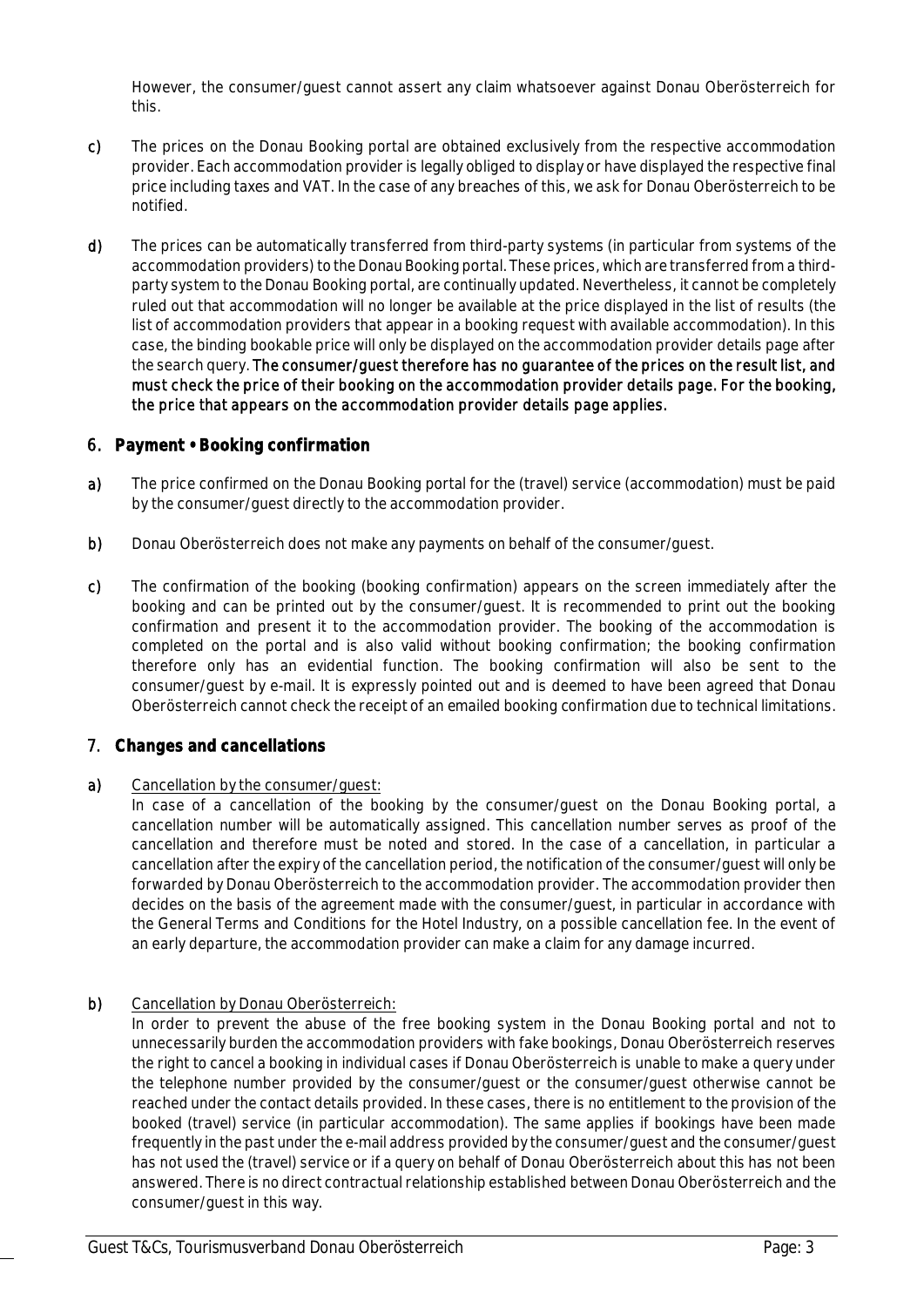However, the consumer/guest cannot assert any claim whatsoever against Donau Oberösterreich for this.

**c)** The prices on the Donau Booking portal are obtained exclusively from the respective accommodation provider. Each accommodation provider is legally obliged to display or have displayed the respective final price including taxes and VAT. In the case of any breaches of this, we ask for Donau Oberösterreich to be notified.

**d)** The prices can be automatically transferred from third-party systems (in particular from systems of the accommodation providers) to the Donau Booking portal. These prices, which are transferred from a third-party system to the Donau Booking portal, are continually updated. Nevertheless, it cannot be completely ruled out that accommodation will no longer be available at the price displayed in the list of results (the list of accommodation providers that appear in a booking request with available accommodation). In this case, the binding bookable price will only be displayed on the accommodation provider details page after the search query. **The consumer/guest therefore has no guarantee of the prices on the result list, and must check the price of their booking on the accommodation provider details page. For the booking, the price that appears on the accommodation provider details page applies.**

## 6. Payment • Booking confirmation

**a)** The price confirmed on the Donau Booking portal for the (travel) service (accommodation) must be paid by the consumer/guest directly to the accommodation provider.

**b)** Donau Oberösterreich does not make any payments on behalf of the consumer/guest.

**c)** The confirmation of the booking (booking confirmation) appears on the screen immediately after the booking and can be printed out by the consumer/guest. It is recommended to print out the booking confirmation and present it to the accommodation provider. The booking of the accommodation is completed on the portal and is also valid without booking confirmation; the booking confirmation therefore only has an evidential function. The booking confirmation will also be sent to the consumer/guest by e-mail. It is expressly pointed out and is deemed to have been agreed that Donau Oberösterreich cannot check the receipt of an emailed booking confirmation due to technical limitations.

## 7. Changes and cancellations

**a)** Cancellation by the consumer/guest:

In case of a cancellation of the booking by the consumer/guest on the Donau Booking portal, a cancellation number will be automatically assigned. This cancellation number serves as proof of the cancellation and therefore must be noted and stored. In the case of a cancellation, in particular a cancellation after the expiry of the cancellation period, the notification of the consumer/guest will only be forwarded by Donau Oberösterreich to the accommodation provider. The accommodation provider then decides on the basis of the agreement made with the consumer/guest, in particular in accordance with the General Terms and Conditions for the Hotel Industry, on a possible cancellation fee. In the event of an early departure, the accommodation provider can make a claim for any damage incurred.

**b)** Cancellation by Donau Oberösterreich:

In order to prevent the abuse of the free booking system in the Donau Booking portal and not to unnecessarily burden the accommodation providers with fake bookings, Donau Oberösterreich reserves the right to cancel a booking in individual cases if Donau Oberösterreich is unable to make a query under the telephone number provided by the consumer/guest or the consumer/guest otherwise cannot be reached under the contact details provided. In these cases, there is no entitlement to the provision of the booked (travel) service (in particular accommodation). The same applies if bookings have been made frequently in the past under the e-mail address provided by the consumer/guest and the consumer/guest has not used the (travel) service or if a query on behalf of Donau Oberösterreich about this has not been answered. There is no direct contractual relationship established between Donau Oberösterreich and the consumer/guest in this way.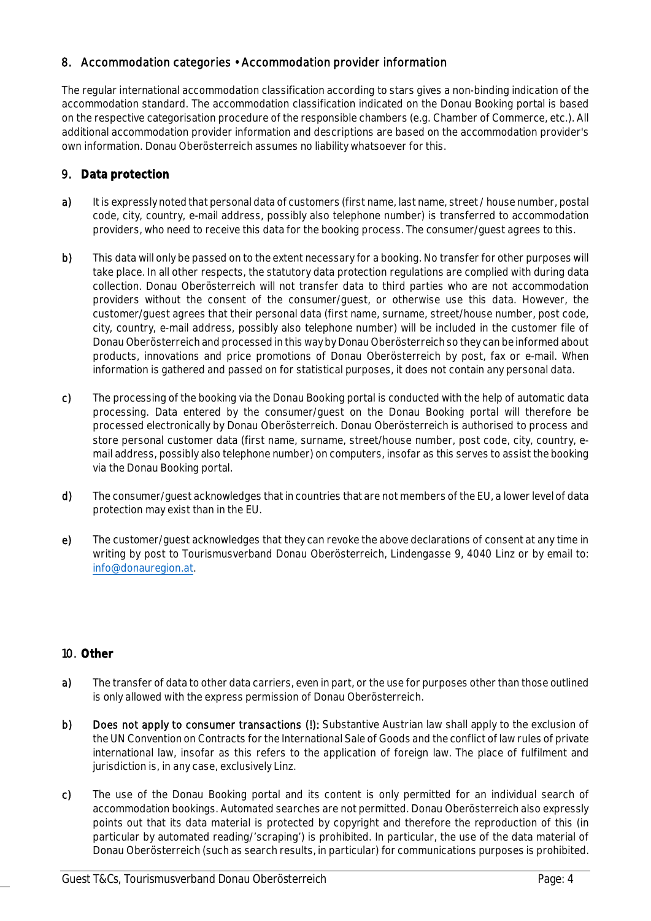## 8. Accommodation categories • Accommodation provider information

The regular international accommodation classification according to stars gives a non-binding indication of the accommodation standard. The accommodation classification indicated on the Donau Booking portal is based on the respective categorisation procedure of the responsible chambers (e.g. Chamber of Commerce, etc.). All additional accommodation provider information and descriptions are based on the accommodation provider's own information. Donau Oberösterreich assumes no liability whatsoever for this.

## 9. Data protection

**a)** It is expressly noted that personal data of customers (first name, last name, street / house number, postal code, city, country, e-mail address, possibly also telephone number) is transferred to accommodation providers, who need to receive this data for the booking process. The consumer/guest agrees to this.

**b)** This data will only be passed on to the extent necessary for a booking. No transfer for other purposes will take place. In all other respects, the statutory data protection regulations are complied with during data collection. Donau Oberösterreich will not transfer data to third parties who are not accommodation providers without the consent of the consumer/guest, or otherwise use this data. However, the customer/guest agrees that their personal data (first name, surname, street/house number, post code, city, country, e-mail address, possibly also telephone number) will be included in the customer file of Donau Oberösterreich and processed in this way by Donau Oberösterreich so they can be informed about products, innovations and price promotions of Donau Oberösterreich by post, fax or e-mail. When information is gathered and passed on for statistical purposes, it does not contain any personal data.

**c)** The processing of the booking via the Donau Booking portal is conducted with the help of automatic data processing. Data entered by the consumer/guest on the Donau Booking portal will therefore be processed electronically by Donau Oberösterreich. Donau Oberösterreich is authorised to process and store personal customer data (first name, surname, street/house number, post code, city, country, e-mail address, possibly also telephone number) on computers, insofar as this serves to assist the booking via the Donau Booking portal.

**d)** The consumer/guest acknowledges that in countries that are not members of the EU, a lower level of data protection may exist than in the EU.

**e)** The customer/guest acknowledges that they can revoke the above declarations of consent at any time in writing by post to Tourismusverband Donau Oberösterreich, Lindengasse 9, 4040 Linz or by email to: info@donauregion.at.

## 10. Other

**a)** The transfer of data to other data carriers, even in part, or the use for purposes other than those outlined is only allowed with the express permission of Donau Oberösterreich.

**b)** **Does not apply to consumer transactions (!):** Substantive Austrian law shall apply to the exclusion of the UN Convention on Contracts for the International Sale of Goods and the conflict of law rules of private international law, insofar as this refers to the application of foreign law. The place of fulfilment and jurisdiction is, in any case, exclusively Linz.

**c)** The use of the Donau Booking portal and its content is only permitted for an individual search of accommodation bookings. Automated searches are not permitted. Donau Oberösterreich also expressly points out that its data material is protected by copyright and therefore the reproduction of this (in particular by automated reading/'scraping') is prohibited. In particular, the use of the data material of Donau Oberösterreich (such as search results, in particular) for communications purposes is prohibited.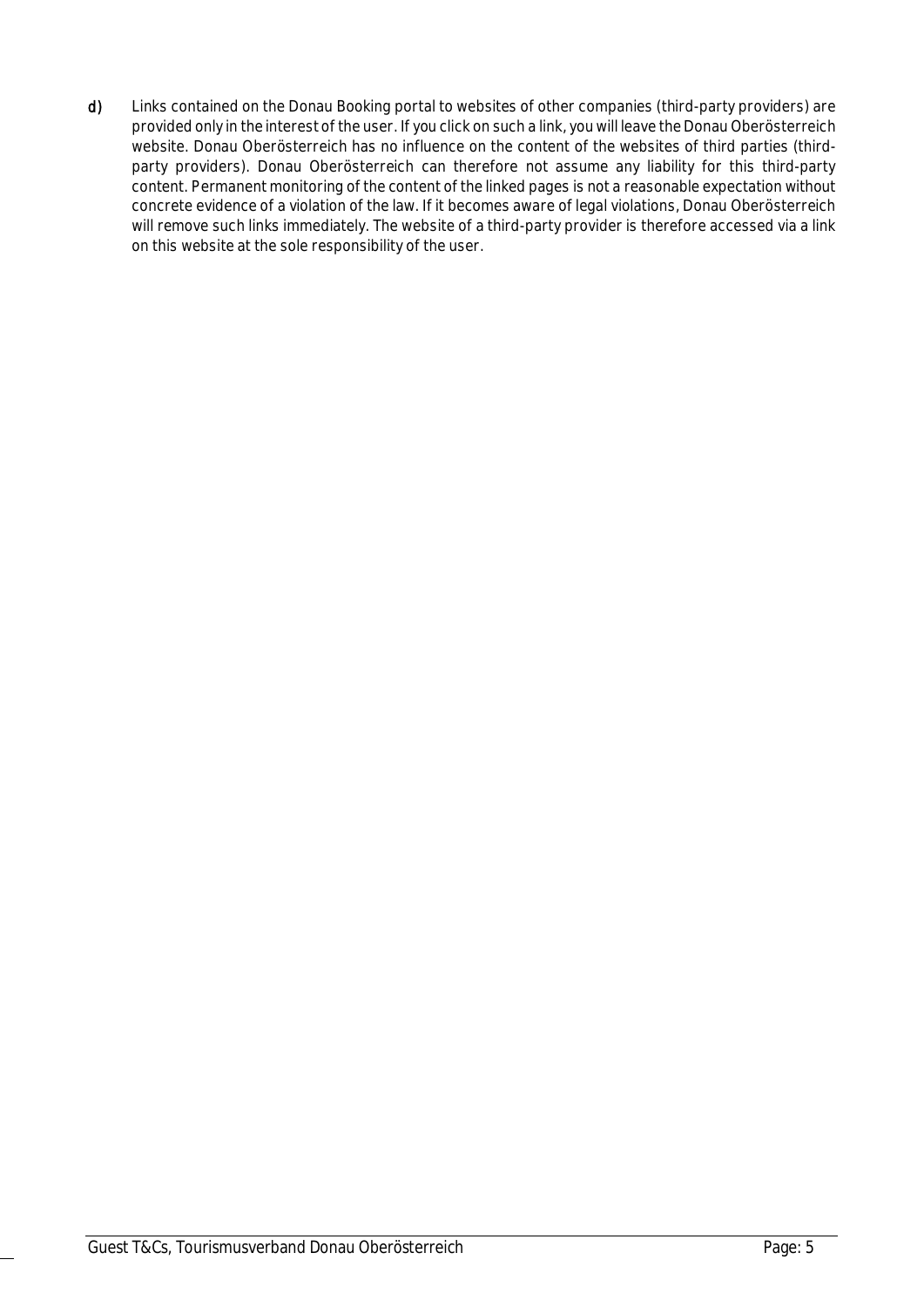**d)** Links contained on the Donau Booking portal to websites of other companies (third-party providers) are provided only in the interest of the user. If you click on such a link, you will leave the Donau Oberösterreich website. Donau Oberösterreich has no influence on the content of the websites of third parties (third-party providers). Donau Oberösterreich can therefore not assume any liability for this third-party content. Permanent monitoring of the content of the linked pages is not a reasonable expectation without concrete evidence of a violation of the law. If it becomes aware of legal violations, Donau Oberösterreich will remove such links immediately. The website of a third-party provider is therefore accessed via a link on this website at the sole responsibility of the user.